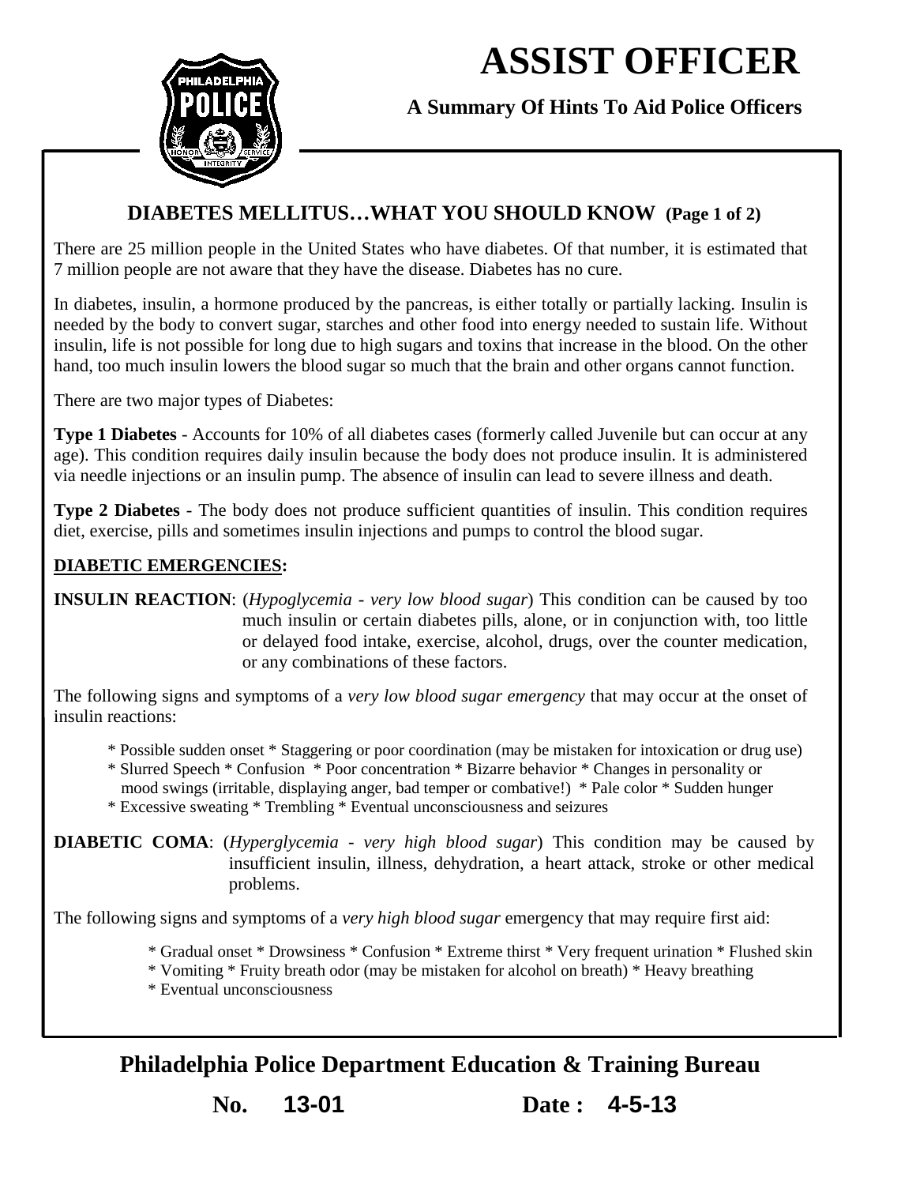# ASSIST OFFICER

**A Summary Of Hints To Aid Police Officers**

## DIABETES MELLITUS…WHAT YOU SHOULD KNOW (Page 1 of 2)

There are 25 million people in the United States who have diabetes. Of that number, it is estimated that 7 million people are not aware that they have the disease. Diabetes has no cure.

In diabetes, insulin, a hormone produced by the pancreas, is either totally or partially lacking. Insulin is needed by the body to convert sugar, starches and other food into energy needed to sustain life. Without insulin, life is not possible for long due to high sugars and toxins that increase in the blood. On the other hand, too much insulin lowers the blood sugar so much that the brain and other organs cannot function.

There are two major types of Diabetes:

**Type 1 Diabetes** - Accounts for 10% of all diabetes cases (formerly called Juvenile but can occur at any age). This condition requires daily insulin because the body does not produce insulin. It is administered via needle injections or an insulin pump. The absence of insulin can lead to severe illness and death.

**Type 2 Diabetes** - The body does not produce sufficient quantities of insulin. This condition requires diet, exercise, pills and sometimes insulin injections and pumps to control the blood sugar.

**DIABETIC EMERGENCIES:**

**INSULIN REACTION**: (*Hypoglycemia - very low blood sugar*) This condition can be caused by too much insulin or certain diabetes pills, alone, or in conjunction with, too little or delayed food intake, exercise, alcohol, drugs, over the counter medication, or any combinations of these factors.

The following signs and symptoms of a *very low blood sugar emergency* that may occur at the onset of insulin reactions:

* Possible sudden onset * Staggering or poor coordination (may be mistaken for intoxication or drug use)
* Slurred Speech * Confusion * Poor concentration * Bizarre behavior * Changes in personality or mood swings (irritable, displaying anger, bad temper or combative!) * Pale color * Sudden hunger
* Excessive sweating * Trembling * Eventual unconsciousness and seizures

**DIABETIC COMA**: (*Hyperglycemia - very high blood sugar*) This condition may be caused by insufficient insulin, illness, dehydration, a heart attack, stroke or other medical problems.

The following signs and symptoms of a *very high blood sugar* emergency that may require first aid:

* Gradual onset * Drowsiness * Confusion * Extreme thirst * Very frequent urination * Flushed skin
* Vomiting * Fruity breath odor (may be mistaken for alcohol on breath) * Heavy breathing
* Eventual unconsciousness

**Philadelphia Police Department Education & Training Bureau**

**No. 13-01 Date : 4-5-13**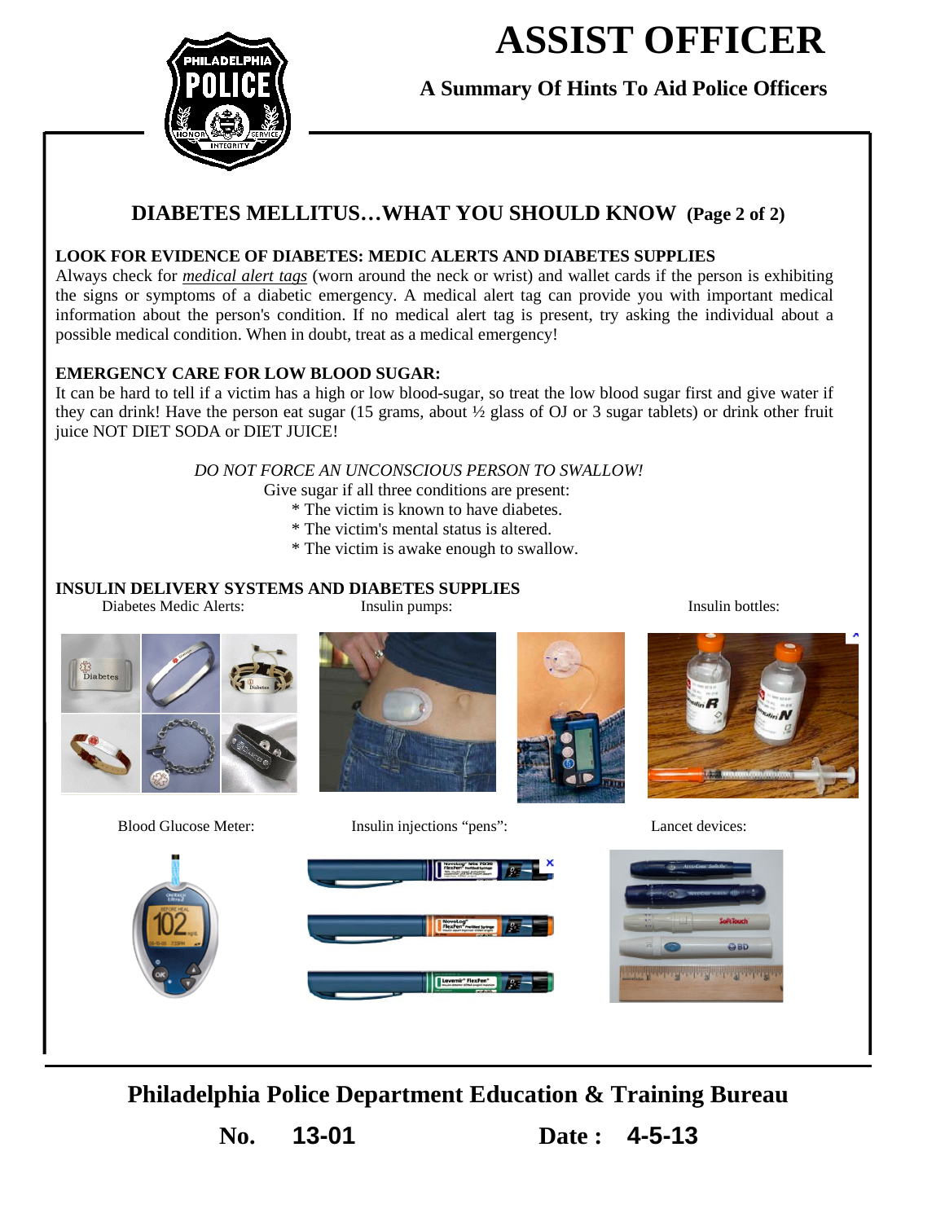# ASSIST OFFICER

**A Summary Of Hints To Aid Police Officers**

## DIABETES MELLITUS…WHAT YOU SHOULD KNOW (Page 2 of 2)

### LOOK FOR EVIDENCE OF DIABETES: MEDIC ALERTS AND DIABETES SUPPLIES

Always check for *medical alert tags* (worn around the neck or wrist) and wallet cards if the person is exhibiting the signs or symptoms of a diabetic emergency. A medical alert tag can provide you with important medical information about the person's condition. If no medical alert tag is present, try asking the individual about a possible medical condition. When in doubt, treat as a medical emergency!

### EMERGENCY CARE FOR LOW BLOOD SUGAR:

It can be hard to tell if a victim has a high or low blood-sugar, so treat the low blood sugar first and give water if they can drink! Have the person eat sugar (15 grams, about ½ glass of OJ or 3 sugar tablets) or drink other fruit juice NOT DIET SODA or DIET JUICE!

*DO NOT FORCE AN UNCONSCIOUS PERSON TO SWALLOW!*

Give sugar if all three conditions are present:

* The victim is known to have diabetes.
* The victim's mental status is altered.
* The victim is awake enough to swallow.

### INSULIN DELIVERY SYSTEMS AND DIABETES SUPPLIES

Diabetes Medic Alerts:

Insulin pumps:

Insulin bottles:

Blood Glucose Meter:

Insulin injections "pens":

Lancet devices:

**Philadelphia Police Department Education & Training Bureau**

**No. 13-01** **Date : 4-5-13**